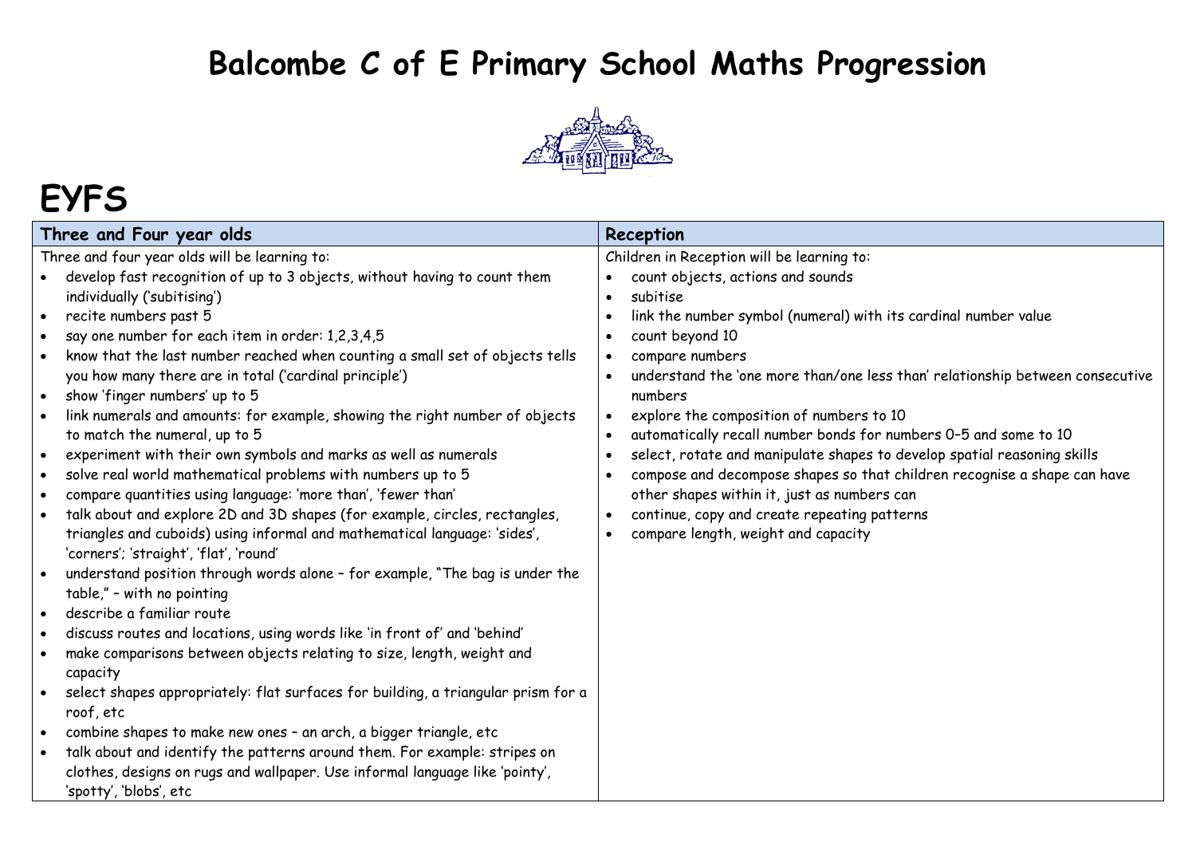# Balcombe C of E Primary School Maths Progression

# EYFS

| Three and Four year olds | Reception |
|---|---|
| Three and four year olds will be learning to:<br>• develop fast recognition of up to 3 objects, without having to count them individually ('subitising')<br>• recite numbers past 5<br>• say one number for each item in order: 1,2,3,4,5<br>• know that the last number reached when counting a small set of objects tells you how many there are in total ('cardinal principle')<br>• show 'finger numbers' up to 5<br>• link numerals and amounts: for example, showing the right number of objects to match the numeral, up to 5<br>• experiment with their own symbols and marks as well as numerals<br>• solve real world mathematical problems with numbers up to 5<br>• compare quantities using language: 'more than', 'fewer than'<br>• talk about and explore 2D and 3D shapes (for example, circles, rectangles, triangles and cuboids) using informal and mathematical language: 'sides', 'corners'; 'straight', 'flat', 'round'<br>• understand position through words alone – for example, "The bag is under the table," – with no pointing<br>• describe a familiar route<br>• discuss routes and locations, using words like 'in front of' and 'behind'<br>• make comparisons between objects relating to size, length, weight and capacity<br>• select shapes appropriately: flat surfaces for building, a triangular prism for a roof, etc<br>• combine shapes to make new ones – an arch, a bigger triangle, etc<br>• talk about and identify the patterns around them. For example: stripes on clothes, designs on rugs and wallpaper. Use informal language like 'pointy', 'spotty', 'blobs', etc | Children in Reception will be learning to:<br>• count objects, actions and sounds<br>• subitise<br>• link the number symbol (numeral) with its cardinal number value<br>• count beyond 10<br>• compare numbers<br>• understand the 'one more than/one less than' relationship between consecutive numbers<br>• explore the composition of numbers to 10<br>• automatically recall number bonds for numbers 0–5 and some to 10<br>• select, rotate and manipulate shapes to develop spatial reasoning skills<br>• compose and decompose shapes so that children recognise a shape can have other shapes within it, just as numbers can<br>• continue, copy and create repeating patterns<br>• compare length, weight and capacity |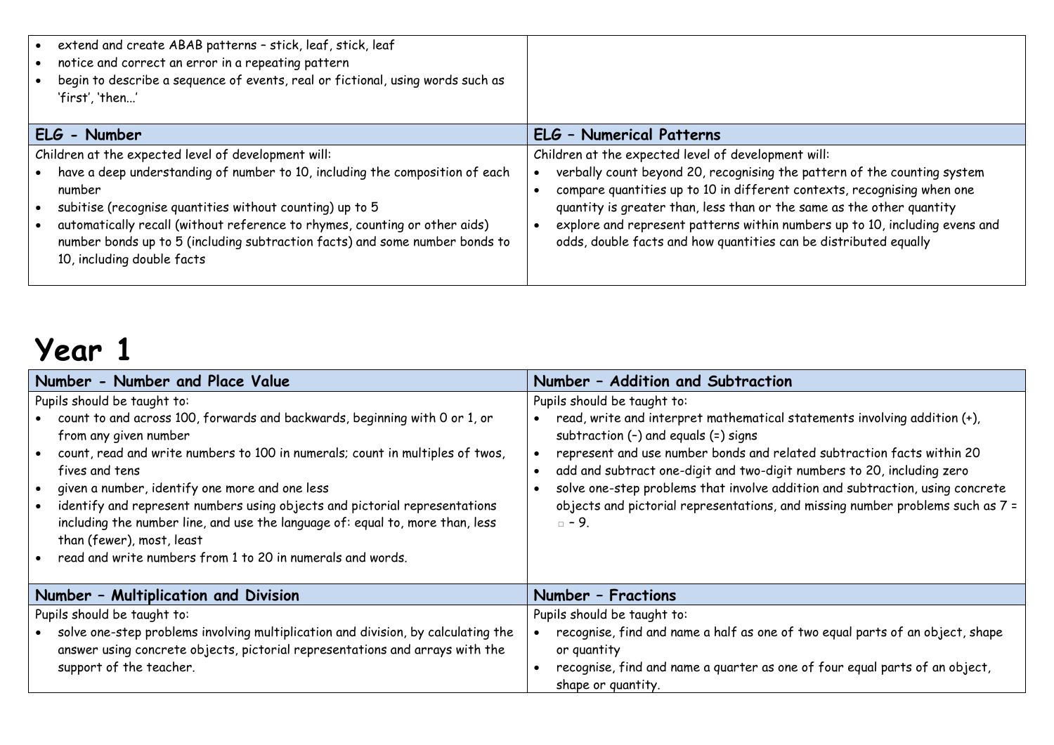| | |
|---|---|
| • extend and create ABAB patterns – stick, leaf, stick, leaf<br>• notice and correct an error in a repeating pattern<br>• begin to describe a sequence of events, real or fictional, using words such as 'first', 'then...' | |
| **ELG - Number** | **ELG – Numerical Patterns** |
| Children at the expected level of development will:<br>• have a deep understanding of number to 10, including the composition of each number<br>• subitise (recognise quantities without counting) up to 5<br>• automatically recall (without reference to rhymes, counting or other aids) number bonds up to 5 (including subtraction facts) and some number bonds to 10, including double facts | Children at the expected level of development will:<br>• verbally count beyond 20, recognising the pattern of the counting system<br>• compare quantities up to 10 in different contexts, recognising when one quantity is greater than, less than or the same as the other quantity<br>• explore and represent patterns within numbers up to 10, including evens and odds, double facts and how quantities can be distributed equally |

# Year 1

| Number - Number and Place Value | Number – Addition and Subtraction |
|---|---|
| Pupils should be taught to:<br>• count to and across 100, forwards and backwards, beginning with 0 or 1, or from any given number<br>• count, read and write numbers to 100 in numerals; count in multiples of twos, fives and tens<br>• given a number, identify one more and one less<br>• identify and represent numbers using objects and pictorial representations including the number line, and use the language of: equal to, more than, less than (fewer), most, least<br>• read and write numbers from 1 to 20 in numerals and words. | Pupils should be taught to:<br>• read, write and interpret mathematical statements involving addition (+), subtraction (–) and equals (=) signs<br>• represent and use number bonds and related subtraction facts within 20<br>• add and subtract one-digit and two-digit numbers to 20, including zero<br>• solve one-step problems that involve addition and subtraction, using concrete objects and pictorial representations, and missing number problems such as 7 = □ – 9. |
| **Number – Multiplication and Division** | **Number – Fractions** |
| Pupils should be taught to:<br>• solve one-step problems involving multiplication and division, by calculating the answer using concrete objects, pictorial representations and arrays with the support of the teacher. | Pupils should be taught to:<br>• recognise, find and name a half as one of two equal parts of an object, shape or quantity<br>• recognise, find and name a quarter as one of four equal parts of an object, shape or quantity. |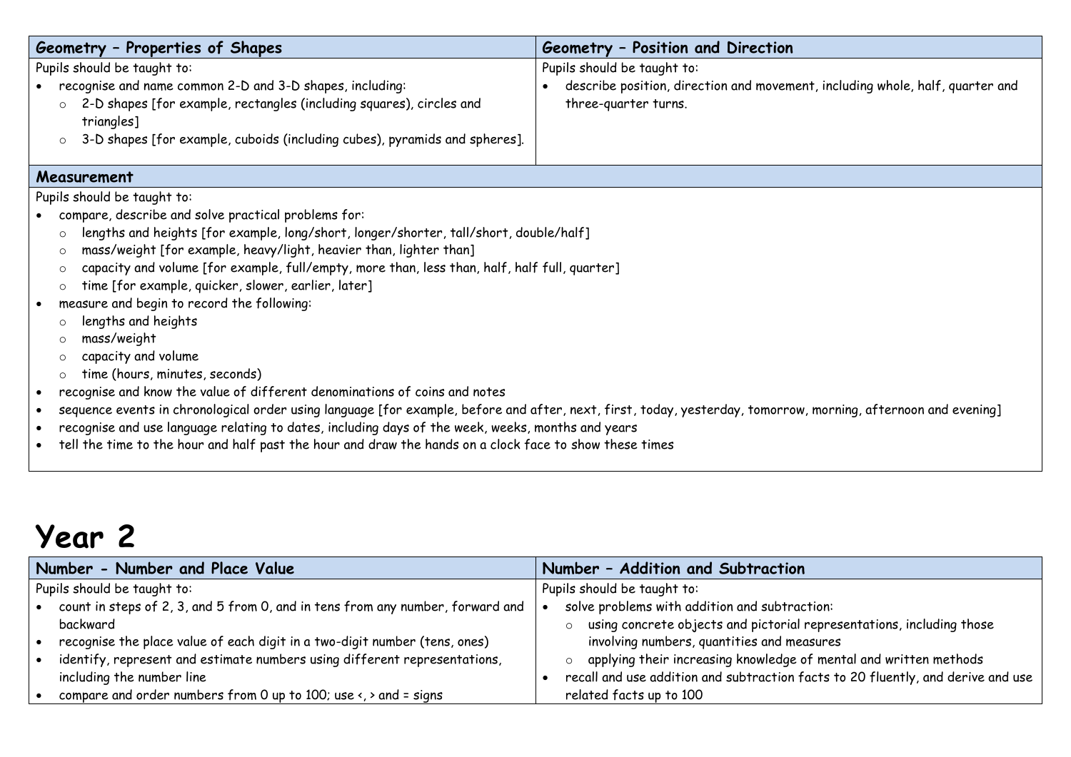| Geometry – Properties of Shapes | Geometry – Position and Direction |
|---|---|
| Pupils should be taught to:<br>• recognise and name common 2-D and 3-D shapes, including:<br>  ○ 2-D shapes [for example, rectangles (including squares), circles and triangles]<br>  ○ 3-D shapes [for example, cuboids (including cubes), pyramids and spheres]. | Pupils should be taught to:<br>• describe position, direction and movement, including whole, half, quarter and three-quarter turns. |

| Measurement |
|---|
| Pupils should be taught to:<br>• compare, describe and solve practical problems for:<br>  ○ lengths and heights [for example, long/short, longer/shorter, tall/short, double/half]<br>  ○ mass/weight [for example, heavy/light, heavier than, lighter than]<br>  ○ capacity and volume [for example, full/empty, more than, less than, half, half full, quarter]<br>  ○ time [for example, quicker, slower, earlier, later]<br>• measure and begin to record the following:<br>  ○ lengths and heights<br>  ○ mass/weight<br>  ○ capacity and volume<br>  ○ time (hours, minutes, seconds)<br>• recognise and know the value of different denominations of coins and notes<br>• sequence events in chronological order using language [for example, before and after, next, first, today, yesterday, tomorrow, morning, afternoon and evening]<br>• recognise and use language relating to dates, including days of the week, weeks, months and years<br>• tell the time to the hour and half past the hour and draw the hands on a clock face to show these times |

# Year 2

| Number - Number and Place Value | Number – Addition and Subtraction |
|---|---|
| Pupils should be taught to:<br>• count in steps of 2, 3, and 5 from 0, and in tens from any number, forward and backward<br>• recognise the place value of each digit in a two-digit number (tens, ones)<br>• identify, represent and estimate numbers using different representations, including the number line<br>• compare and order numbers from 0 up to 100; use <, > and = signs | Pupils should be taught to:<br>• solve problems with addition and subtraction:<br>  ○ using concrete objects and pictorial representations, including those involving numbers, quantities and measures<br>  ○ applying their increasing knowledge of mental and written methods<br>• recall and use addition and subtraction facts to 20 fluently, and derive and use related facts up to 100 |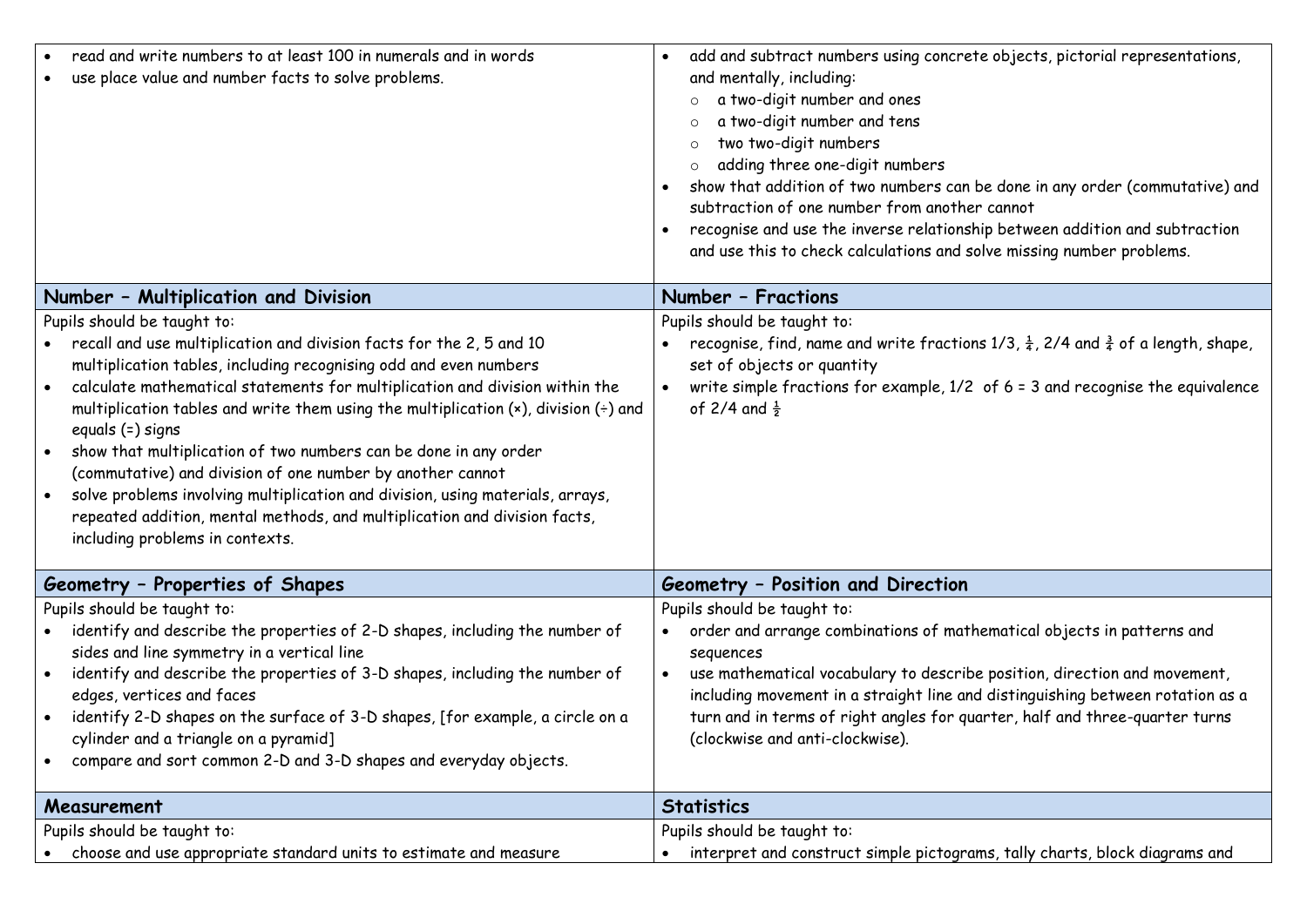| | |
|---|---|
| • read and write numbers to at least 100 in numerals and in words<br>• use place value and number facts to solve problems. | • add and subtract numbers using concrete objects, pictorial representations, and mentally, including:<br>  ○ a two-digit number and ones<br>  ○ a two-digit number and tens<br>  ○ two two-digit numbers<br>  ○ adding three one-digit numbers<br>• show that addition of two numbers can be done in any order (commutative) and subtraction of one number from another cannot<br>• recognise and use the inverse relationship between addition and subtraction and use this to check calculations and solve missing number problems. |
| **Number – Multiplication and Division** | **Number – Fractions** |
| Pupils should be taught to:<br>• recall and use multiplication and division facts for the 2, 5 and 10 multiplication tables, including recognising odd and even numbers<br>• calculate mathematical statements for multiplication and division within the multiplication tables and write them using the multiplication (×), division (÷) and equals (=) signs<br>• show that multiplication of two numbers can be done in any order (commutative) and division of one number by another cannot<br>• solve problems involving multiplication and division, using materials, arrays, repeated addition, mental methods, and multiplication and division facts, including problems in contexts. | Pupils should be taught to:<br>• recognise, find, name and write fractions 1/3, ¼, 2/4 and ¾ of a length, shape, set of objects or quantity<br>• write simple fractions for example, 1/2 of 6 = 3 and recognise the equivalence of 2/4 and ½ |
| **Geometry – Properties of Shapes** | **Geometry – Position and Direction** |
| Pupils should be taught to:<br>• identify and describe the properties of 2-D shapes, including the number of sides and line symmetry in a vertical line<br>• identify and describe the properties of 3-D shapes, including the number of edges, vertices and faces<br>• identify 2-D shapes on the surface of 3-D shapes, [for example, a circle on a cylinder and a triangle on a pyramid]<br>• compare and sort common 2-D and 3-D shapes and everyday objects. | Pupils should be taught to:<br>• order and arrange combinations of mathematical objects in patterns and sequences<br>• use mathematical vocabulary to describe position, direction and movement, including movement in a straight line and distinguishing between rotation as a turn and in terms of right angles for quarter, half and three-quarter turns (clockwise and anti-clockwise). |
| **Measurement** | **Statistics** |
| Pupils should be taught to:<br>• choose and use appropriate standard units to estimate and measure | Pupils should be taught to:<br>• interpret and construct simple pictograms, tally charts, block diagrams and |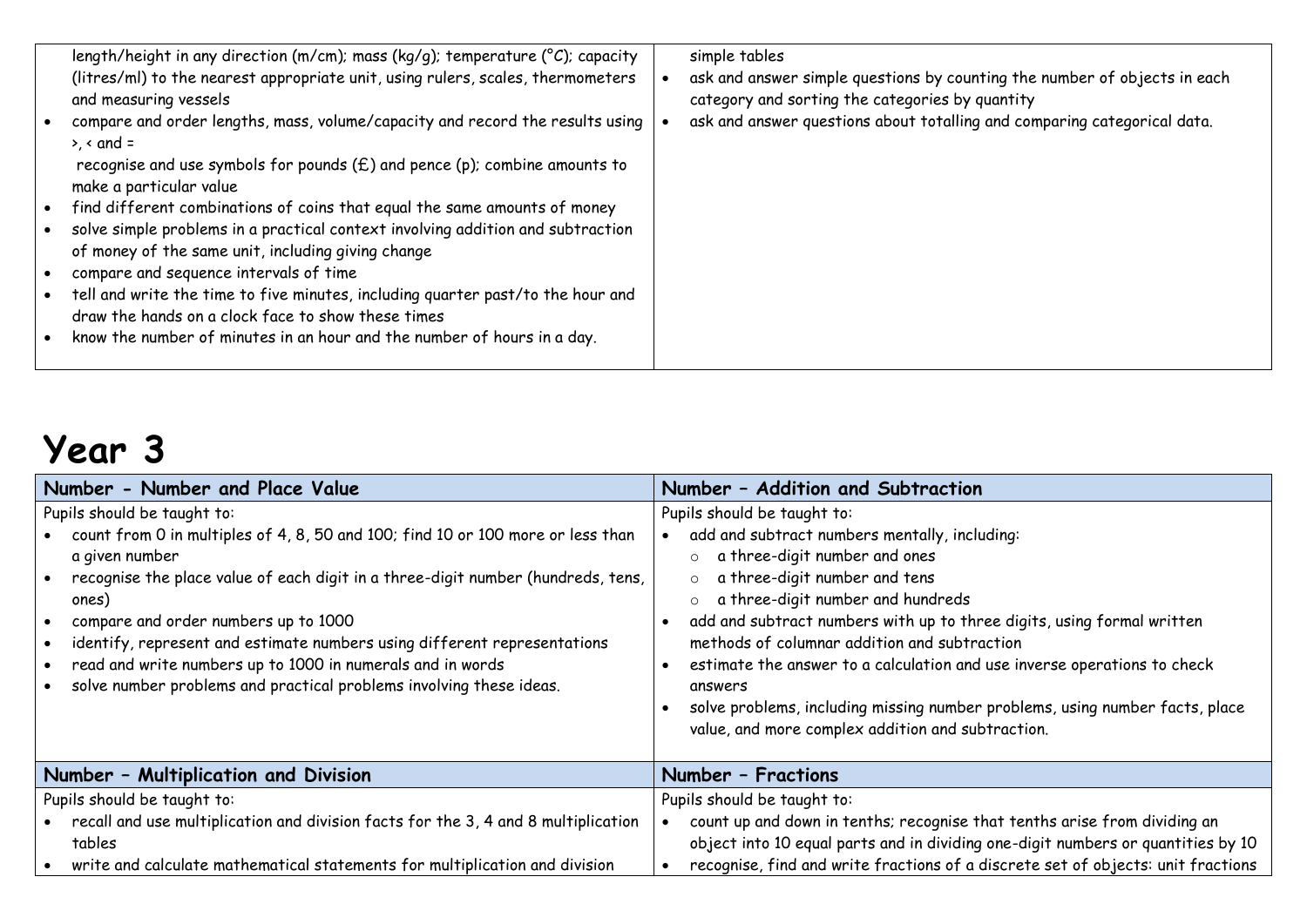| | |
|---|---|
| length/height in any direction (m/cm); mass (kg/g); temperature (°C); capacity (litres/ml) to the nearest appropriate unit, using rulers, scales, thermometers and measuring vessels<br>• compare and order lengths, mass, volume/capacity and record the results using >, < and =<br>recognise and use symbols for pounds (£) and pence (p); combine amounts to make a particular value<br>• find different combinations of coins that equal the same amounts of money<br>• solve simple problems in a practical context involving addition and subtraction of money of the same unit, including giving change<br>• compare and sequence intervals of time<br>• tell and write the time to five minutes, including quarter past/to the hour and draw the hands on a clock face to show these times<br>• know the number of minutes in an hour and the number of hours in a day. | simple tables<br>• ask and answer simple questions by counting the number of objects in each category and sorting the categories by quantity<br>• ask and answer questions about totalling and comparing categorical data. |

# Year 3

| Number - Number and Place Value | Number – Addition and Subtraction |
|---|---|
| Pupils should be taught to:<br>• count from 0 in multiples of 4, 8, 50 and 100; find 10 or 100 more or less than a given number<br>• recognise the place value of each digit in a three-digit number (hundreds, tens, ones)<br>• compare and order numbers up to 1000<br>• identify, represent and estimate numbers using different representations<br>• read and write numbers up to 1000 in numerals and in words<br>• solve number problems and practical problems involving these ideas. | Pupils should be taught to:<br>• add and subtract numbers mentally, including:<br>&nbsp;&nbsp;○ a three-digit number and ones<br>&nbsp;&nbsp;○ a three-digit number and tens<br>&nbsp;&nbsp;○ a three-digit number and hundreds<br>• add and subtract numbers with up to three digits, using formal written methods of columnar addition and subtraction<br>• estimate the answer to a calculation and use inverse operations to check answers<br>• solve problems, including missing number problems, using number facts, place value, and more complex addition and subtraction. |
| **Number – Multiplication and Division** | **Number – Fractions** |
| Pupils should be taught to:<br>• recall and use multiplication and division facts for the 3, 4 and 8 multiplication tables<br>• write and calculate mathematical statements for multiplication and division | Pupils should be taught to:<br>• count up and down in tenths; recognise that tenths arise from dividing an object into 10 equal parts and in dividing one-digit numbers or quantities by 10<br>• recognise, find and write fractions of a discrete set of objects: unit fractions |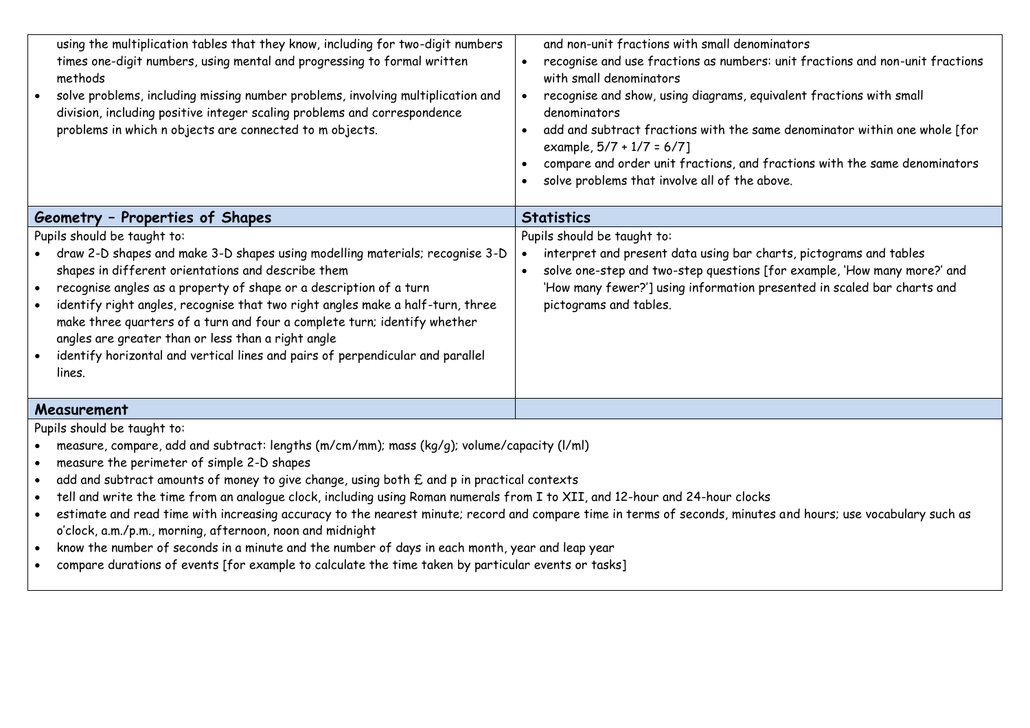| | |
|---|---|
| using the multiplication tables that they know, including for two-digit numbers times one-digit numbers, using mental and progressing to formal written methods<br>• solve problems, including missing number problems, involving multiplication and division, including positive integer scaling problems and correspondence problems in which n objects are connected to m objects. | and non-unit fractions with small denominators<br>• recognise and use fractions as numbers: unit fractions and non-unit fractions with small denominators<br>• recognise and show, using diagrams, equivalent fractions with small denominators<br>• add and subtract fractions with the same denominator within one whole [for example, $5/7 + 1/7 = 6/7$]<br>• compare and order unit fractions, and fractions with the same denominators<br>• solve problems that involve all of the above. |
| **Geometry – Properties of Shapes** | **Statistics** |
| Pupils should be taught to:<br>• draw 2-D shapes and make 3-D shapes using modelling materials; recognise 3-D shapes in different orientations and describe them<br>• recognise angles as a property of shape or a description of a turn<br>• identify right angles, recognise that two right angles make a half-turn, three make three quarters of a turn and four a complete turn; identify whether angles are greater than or less than a right angle<br>• identify horizontal and vertical lines and pairs of perpendicular and parallel lines. | Pupils should be taught to:<br>• interpret and present data using bar charts, pictograms and tables<br>• solve one-step and two-step questions [for example, 'How many more?' and 'How many fewer?'] using information presented in scaled bar charts and pictograms and tables. |
| **Measurement** | |
| Pupils should be taught to:<br>• measure, compare, add and subtract: lengths (m/cm/mm); mass (kg/g); volume/capacity (l/ml)<br>• measure the perimeter of simple 2-D shapes<br>• add and subtract amounts of money to give change, using both £ and p in practical contexts<br>• tell and write the time from an analogue clock, including using Roman numerals from I to XII, and 12-hour and 24-hour clocks<br>• estimate and read time with increasing accuracy to the nearest minute; record and compare time in terms of seconds, minutes and hours; use vocabulary such as o'clock, a.m./p.m., morning, afternoon, noon and midnight<br>• know the number of seconds in a minute and the number of days in each month, year and leap year<br>• compare durations of events [for example to calculate the time taken by particular events or tasks] | |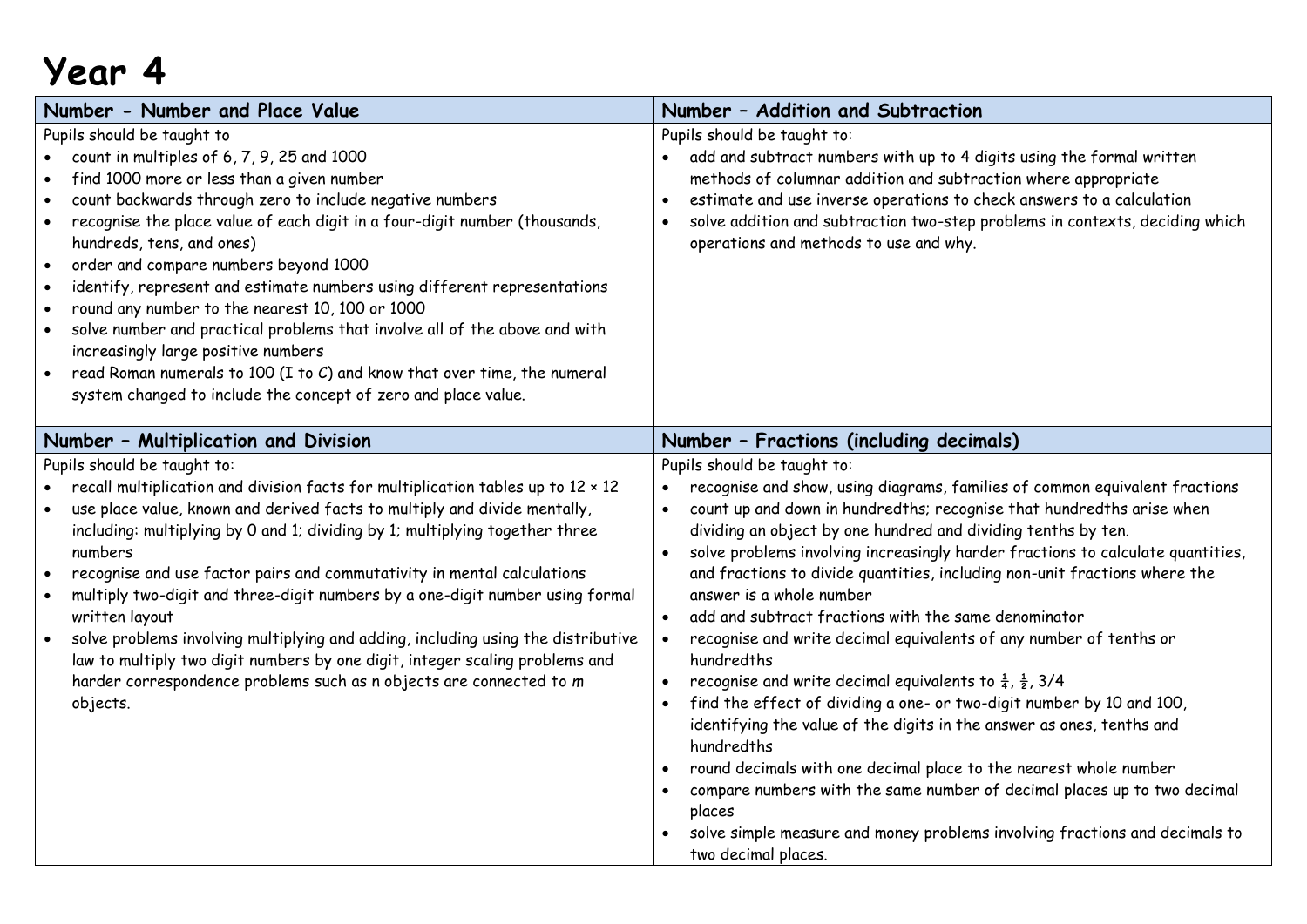# Year 4

## Number - Number and Place Value

Pupils should be taught to

- count in multiples of 6, 7, 9, 25 and 1000
- find 1000 more or less than a given number
- count backwards through zero to include negative numbers
- recognise the place value of each digit in a four-digit number (thousands, hundreds, tens, and ones)
- order and compare numbers beyond 1000
- identify, represent and estimate numbers using different representations
- round any number to the nearest 10, 100 or 1000
- solve number and practical problems that involve all of the above and with increasingly large positive numbers
- read Roman numerals to 100 (I to C) and know that over time, the numeral system changed to include the concept of zero and place value.

## Number – Addition and Subtraction

Pupils should be taught to:

- add and subtract numbers with up to 4 digits using the formal written methods of columnar addition and subtraction where appropriate
- estimate and use inverse operations to check answers to a calculation
- solve addition and subtraction two-step problems in contexts, deciding which operations and methods to use and why.

## Number – Multiplication and Division

Pupils should be taught to:

- recall multiplication and division facts for multiplication tables up to 12 × 12
- use place value, known and derived facts to multiply and divide mentally, including: multiplying by 0 and 1; dividing by 1; multiplying together three numbers
- recognise and use factor pairs and commutativity in mental calculations
- multiply two-digit and three-digit numbers by a one-digit number using formal written layout
- solve problems involving multiplying and adding, including using the distributive law to multiply two digit numbers by one digit, integer scaling problems and harder correspondence problems such as n objects are connected to *m* objects.

## Number – Fractions (including decimals)

Pupils should be taught to:

- recognise and show, using diagrams, families of common equivalent fractions
- count up and down in hundredths; recognise that hundredths arise when dividing an object by one hundred and dividing tenths by ten.
- solve problems involving increasingly harder fractions to calculate quantities, and fractions to divide quantities, including non-unit fractions where the answer is a whole number
- add and subtract fractions with the same denominator
- recognise and write decimal equivalents of any number of tenths or hundredths
- recognise and write decimal equivalents to $\frac{1}{4}$, $\frac{1}{2}$, 3/4
- find the effect of dividing a one- or two-digit number by 10 and 100, identifying the value of the digits in the answer as ones, tenths and hundredths
- round decimals with one decimal place to the nearest whole number
- compare numbers with the same number of decimal places up to two decimal places
- solve simple measure and money problems involving fractions and decimals to two decimal places.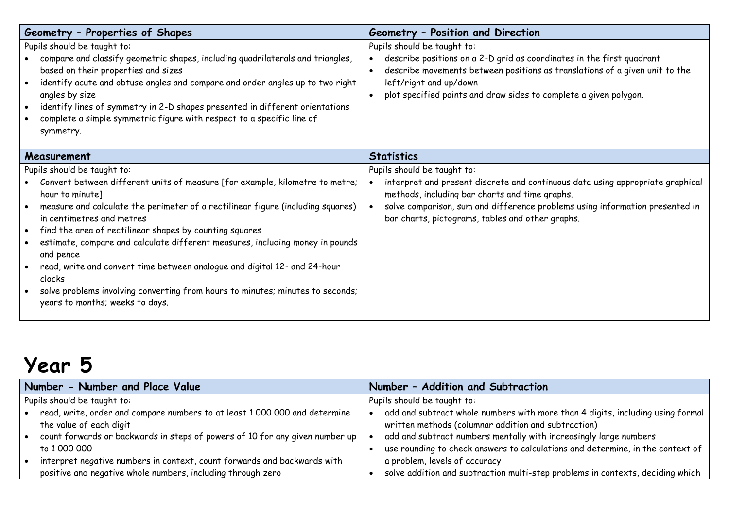| Geometry – Properties of Shapes | Geometry – Position and Direction |
| --- | --- |
| Pupils should be taught to:<br>• compare and classify geometric shapes, including quadrilaterals and triangles, based on their properties and sizes<br>• identify acute and obtuse angles and compare and order angles up to two right angles by size<br>• identify lines of symmetry in 2-D shapes presented in different orientations<br>• complete a simple symmetric figure with respect to a specific line of symmetry. | Pupils should be taught to:<br>• describe positions on a 2-D grid as coordinates in the first quadrant<br>• describe movements between positions as translations of a given unit to the left/right and up/down<br>• plot specified points and draw sides to complete a given polygon. |
| **Measurement** | **Statistics** |
| Pupils should be taught to:<br>• Convert between different units of measure [for example, kilometre to metre; hour to minute]<br>• measure and calculate the perimeter of a rectilinear figure (including squares) in centimetres and metres<br>• find the area of rectilinear shapes by counting squares<br>• estimate, compare and calculate different measures, including money in pounds and pence<br>• read, write and convert time between analogue and digital 12- and 24-hour clocks<br>• solve problems involving converting from hours to minutes; minutes to seconds; years to months; weeks to days. | Pupils should be taught to:<br>• interpret and present discrete and continuous data using appropriate graphical methods, including bar charts and time graphs.<br>• solve comparison, sum and difference problems using information presented in bar charts, pictograms, tables and other graphs. |

# Year 5

| Number - Number and Place Value | Number – Addition and Subtraction |
| --- | --- |
| Pupils should be taught to:<br>• read, write, order and compare numbers to at least 1 000 000 and determine the value of each digit<br>• count forwards or backwards in steps of powers of 10 for any given number up to 1 000 000<br>• interpret negative numbers in context, count forwards and backwards with positive and negative whole numbers, including through zero | Pupils should be taught to:<br>• add and subtract whole numbers with more than 4 digits, including using formal written methods (columnar addition and subtraction)<br>• add and subtract numbers mentally with increasingly large numbers<br>• use rounding to check answers to calculations and determine, in the context of a problem, levels of accuracy<br>• solve addition and subtraction multi-step problems in contexts, deciding which |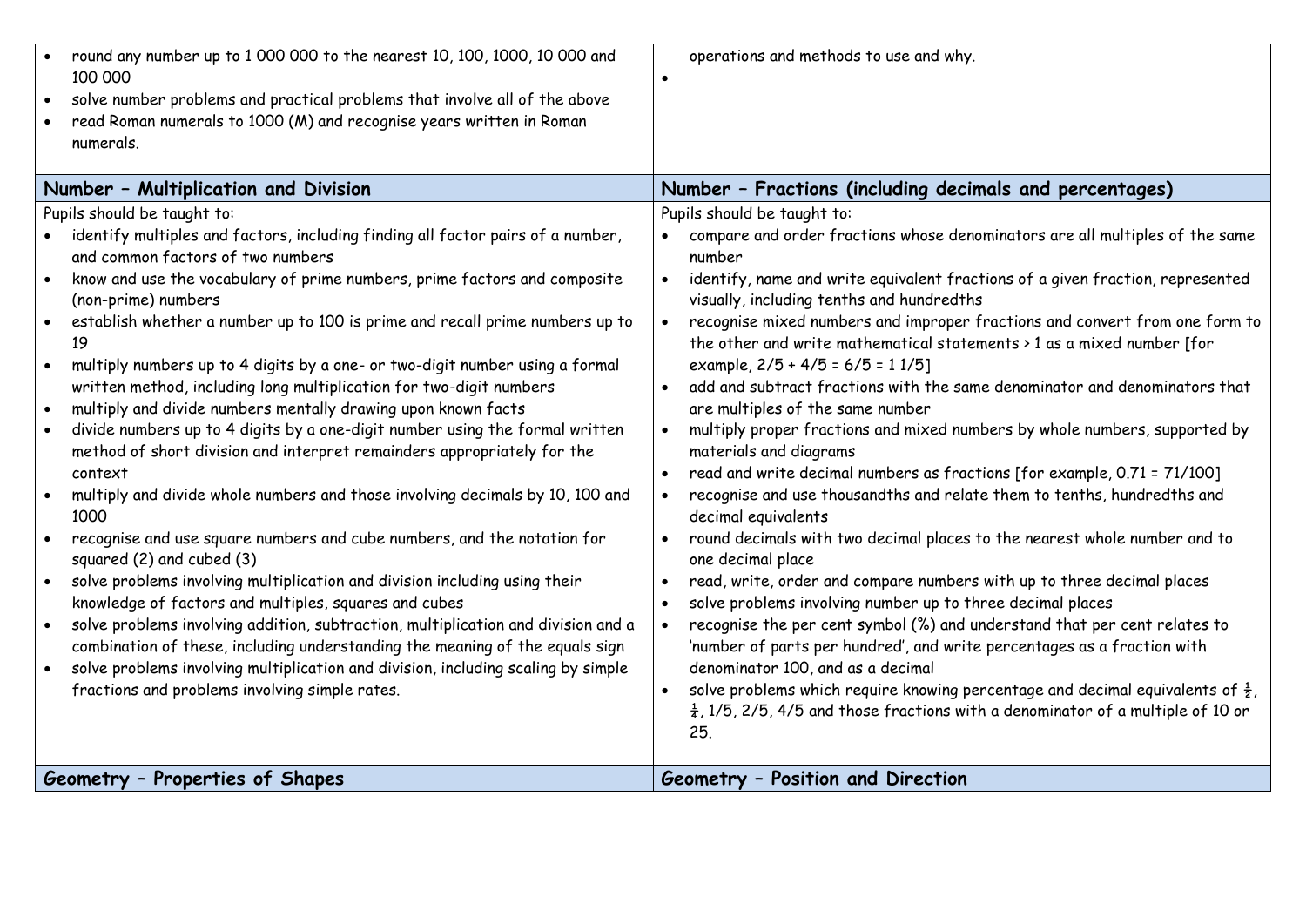| | |
|---|---|
| • round any number up to 1 000 000 to the nearest 10, 100, 1000, 10 000 and 100 000<br>• solve number problems and practical problems that involve all of the above<br>• read Roman numerals to 1000 (M) and recognise years written in Roman numerals. | operations and methods to use and why.<br>• |
| **Number – Multiplication and Division** | **Number – Fractions (including decimals and percentages)** |
| Pupils should be taught to:<br>• identify multiples and factors, including finding all factor pairs of a number, and common factors of two numbers<br>• know and use the vocabulary of prime numbers, prime factors and composite (non-prime) numbers<br>• establish whether a number up to 100 is prime and recall prime numbers up to 19<br>• multiply numbers up to 4 digits by a one- or two-digit number using a formal written method, including long multiplication for two-digit numbers<br>• multiply and divide numbers mentally drawing upon known facts<br>• divide numbers up to 4 digits by a one-digit number using the formal written method of short division and interpret remainders appropriately for the context<br>• multiply and divide whole numbers and those involving decimals by 10, 100 and 1000<br>• recognise and use square numbers and cube numbers, and the notation for squared ($^2$) and cubed ($^3$)<br>• solve problems involving multiplication and division including using their knowledge of factors and multiples, squares and cubes<br>• solve problems involving addition, subtraction, multiplication and division and a combination of these, including understanding the meaning of the equals sign<br>• solve problems involving multiplication and division, including scaling by simple fractions and problems involving simple rates. | Pupils should be taught to:<br>• compare and order fractions whose denominators are all multiples of the same number<br>• identify, name and write equivalent fractions of a given fraction, represented visually, including tenths and hundredths<br>• recognise mixed numbers and improper fractions and convert from one form to the other and write mathematical statements > 1 as a mixed number [for example, 2/5 + 4/5 = 6/5 = 1 1/5]<br>• add and subtract fractions with the same denominator and denominators that are multiples of the same number<br>• multiply proper fractions and mixed numbers by whole numbers, supported by materials and diagrams<br>• read and write decimal numbers as fractions [for example, 0.71 = 71/100]<br>• recognise and use thousandths and relate them to tenths, hundredths and decimal equivalents<br>• round decimals with two decimal places to the nearest whole number and to one decimal place<br>• read, write, order and compare numbers with up to three decimal places<br>• solve problems involving number up to three decimal places<br>• recognise the per cent symbol (%) and understand that per cent relates to 'number of parts per hundred', and write percentages as a fraction with denominator 100, and as a decimal<br>• solve problems which require knowing percentage and decimal equivalents of ½, ¼, 1/5, 2/5, 4/5 and those fractions with a denominator of a multiple of 10 or 25. |
| **Geometry – Properties of Shapes** | **Geometry – Position and Direction** |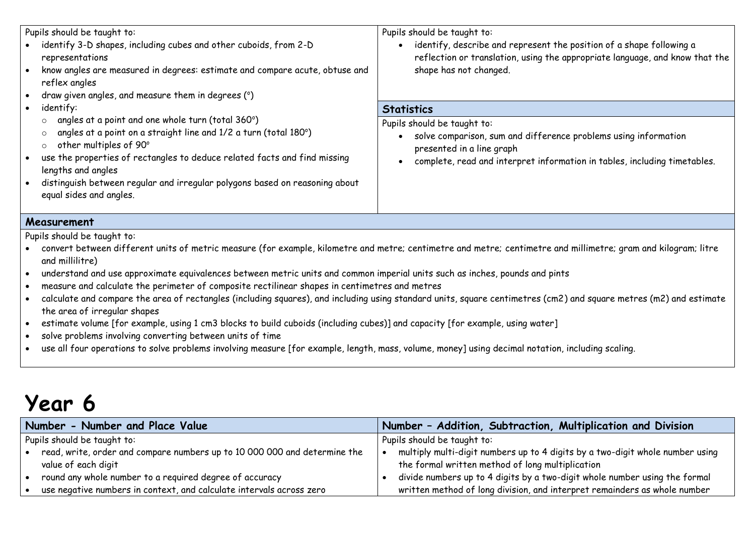Pupils should be taught to:

- identify 3-D shapes, including cubes and other cuboids, from 2-D representations
- know angles are measured in degrees: estimate and compare acute, obtuse and reflex angles
- draw given angles, and measure them in degrees (°)
- identify:
  - angles at a point and one whole turn (total 360°)
  - angles at a point on a straight line and 1/2 a turn (total 180°)
  - other multiples of 90°
- use the properties of rectangles to deduce related facts and find missing lengths and angles
- distinguish between regular and irregular polygons based on reasoning about equal sides and angles.

Pupils should be taught to:

- identify, describe and represent the position of a shape following a reflection or translation, using the appropriate language, and know that the shape has not changed.

### Statistics

Pupils should be taught to:

- solve comparison, sum and difference problems using information presented in a line graph
- complete, read and interpret information in tables, including timetables.

### Measurement

Pupils should be taught to:

- convert between different units of metric measure (for example, kilometre and metre; centimetre and metre; centimetre and millimetre; gram and kilogram; litre and millilitre)
- understand and use approximate equivalences between metric units and common imperial units such as inches, pounds and pints
- measure and calculate the perimeter of composite rectilinear shapes in centimetres and metres
- calculate and compare the area of rectangles (including squares), and including using standard units, square centimetres (cm2) and square metres (m2) and estimate the area of irregular shapes
- estimate volume [for example, using 1 cm3 blocks to build cuboids (including cubes)] and capacity [for example, using water]
- solve problems involving converting between units of time
- use all four operations to solve problems involving measure [for example, length, mass, volume, money] using decimal notation, including scaling.

# Year 6

### Number - Number and Place Value

Pupils should be taught to:

- read, write, order and compare numbers up to 10 000 000 and determine the value of each digit
- round any whole number to a required degree of accuracy
- use negative numbers in context, and calculate intervals across zero

### Number – Addition, Subtraction, Multiplication and Division

Pupils should be taught to:

- multiply multi-digit numbers up to 4 digits by a two-digit whole number using the formal written method of long multiplication
- divide numbers up to 4 digits by a two-digit whole number using the formal written method of long division, and interpret remainders as whole number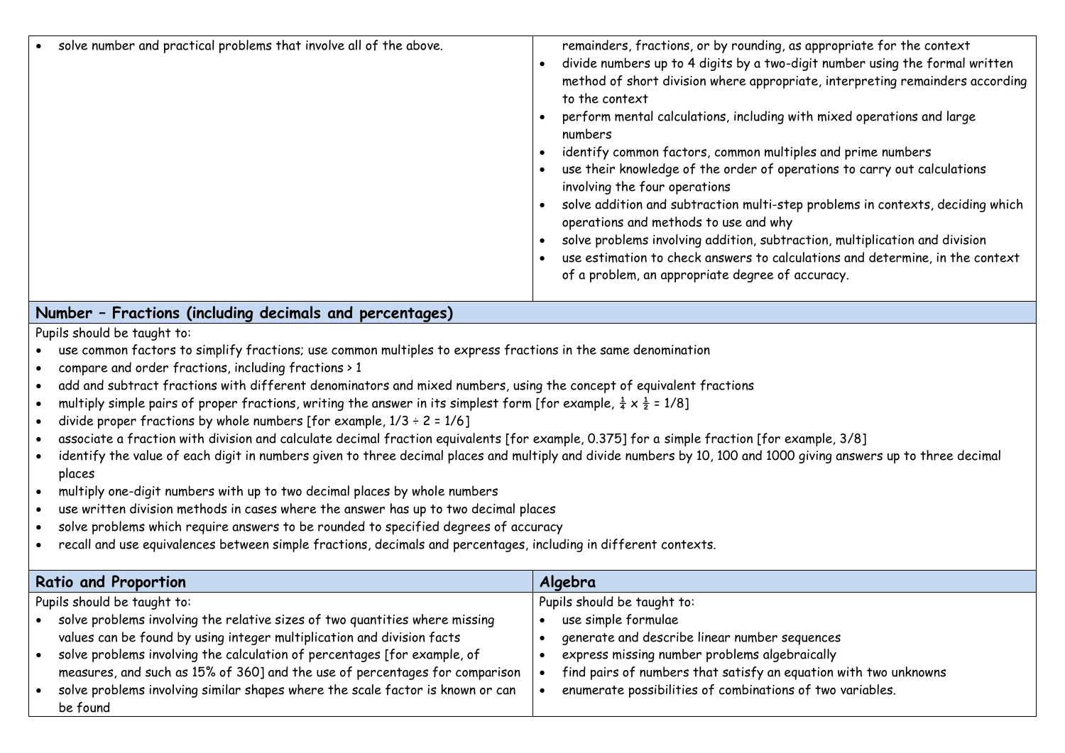| | |
|---|---|
| • solve number and practical problems that involve all of the above. | remainders, fractions, or by rounding, as appropriate for the context<br>• divide numbers up to 4 digits by a two-digit number using the formal written method of short division where appropriate, interpreting remainders according to the context<br>• perform mental calculations, including with mixed operations and large numbers<br>• identify common factors, common multiples and prime numbers<br>• use their knowledge of the order of operations to carry out calculations involving the four operations<br>• solve addition and subtraction multi-step problems in contexts, deciding which operations and methods to use and why<br>• solve problems involving addition, subtraction, multiplication and division<br>• use estimation to check answers to calculations and determine, in the context of a problem, an appropriate degree of accuracy. |

## Number – Fractions (including decimals and percentages)

Pupils should be taught to:

- use common factors to simplify fractions; use common multiples to express fractions in the same denomination
- compare and order fractions, including fractions > 1
- add and subtract fractions with different denominators and mixed numbers, using the concept of equivalent fractions
- multiply simple pairs of proper fractions, writing the answer in its simplest form [for example, $\frac{1}{4} \times \frac{1}{2} = 1/8$]
- divide proper fractions by whole numbers [for example, $1/3 \div 2 = 1/6$]
- associate a fraction with division and calculate decimal fraction equivalents [for example, 0.375] for a simple fraction [for example, 3/8]
- identify the value of each digit in numbers given to three decimal places and multiply and divide numbers by 10, 100 and 1000 giving answers up to three decimal places
- multiply one-digit numbers with up to two decimal places by whole numbers
- use written division methods in cases where the answer has up to two decimal places
- solve problems which require answers to be rounded to specified degrees of accuracy
- recall and use equivalences between simple fractions, decimals and percentages, including in different contexts.

| Ratio and Proportion | Algebra |
|---|---|
| Pupils should be taught to:<br>• solve problems involving the relative sizes of two quantities where missing values can be found by using integer multiplication and division facts<br>• solve problems involving the calculation of percentages [for example, of measures, and such as 15% of 360] and the use of percentages for comparison<br>• solve problems involving similar shapes where the scale factor is known or can be found | Pupils should be taught to:<br>• use simple formulae<br>• generate and describe linear number sequences<br>• express missing number problems algebraically<br>• find pairs of numbers that satisfy an equation with two unknowns<br>• enumerate possibilities of combinations of two variables. |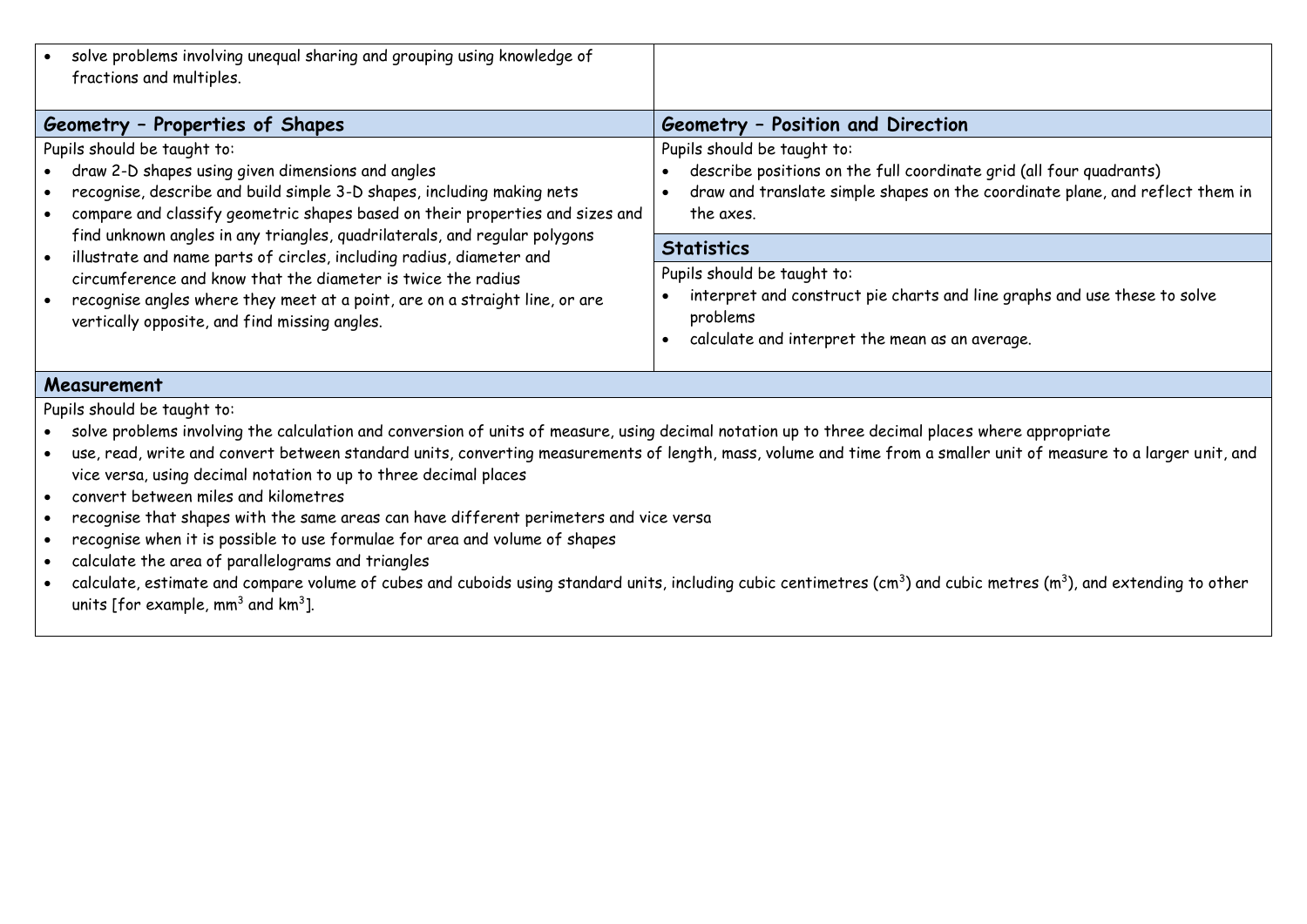- solve problems involving unequal sharing and grouping using knowledge of fractions and multiples.

## Geometry – Properties of Shapes

Pupils should be taught to:

- draw 2-D shapes using given dimensions and angles
- recognise, describe and build simple 3-D shapes, including making nets
- compare and classify geometric shapes based on their properties and sizes and find unknown angles in any triangles, quadrilaterals, and regular polygons
- illustrate and name parts of circles, including radius, diameter and circumference and know that the diameter is twice the radius
- recognise angles where they meet at a point, are on a straight line, or are vertically opposite, and find missing angles.

## Geometry – Position and Direction

Pupils should be taught to:

- describe positions on the full coordinate grid (all four quadrants)
- draw and translate simple shapes on the coordinate plane, and reflect them in the axes.

## Statistics

Pupils should be taught to:

- interpret and construct pie charts and line graphs and use these to solve problems
- calculate and interpret the mean as an average.

## Measurement

Pupils should be taught to:

- solve problems involving the calculation and conversion of units of measure, using decimal notation up to three decimal places where appropriate
- use, read, write and convert between standard units, converting measurements of length, mass, volume and time from a smaller unit of measure to a larger unit, and vice versa, using decimal notation to up to three decimal places
- convert between miles and kilometres
- recognise that shapes with the same areas can have different perimeters and vice versa
- recognise when it is possible to use formulae for area and volume of shapes
- calculate the area of parallelograms and triangles
- calculate, estimate and compare volume of cubes and cuboids using standard units, including cubic centimetres ($cm^3$) and cubic metres ($m^3$), and extending to other units [for example, $mm^3$ and $km^3$].